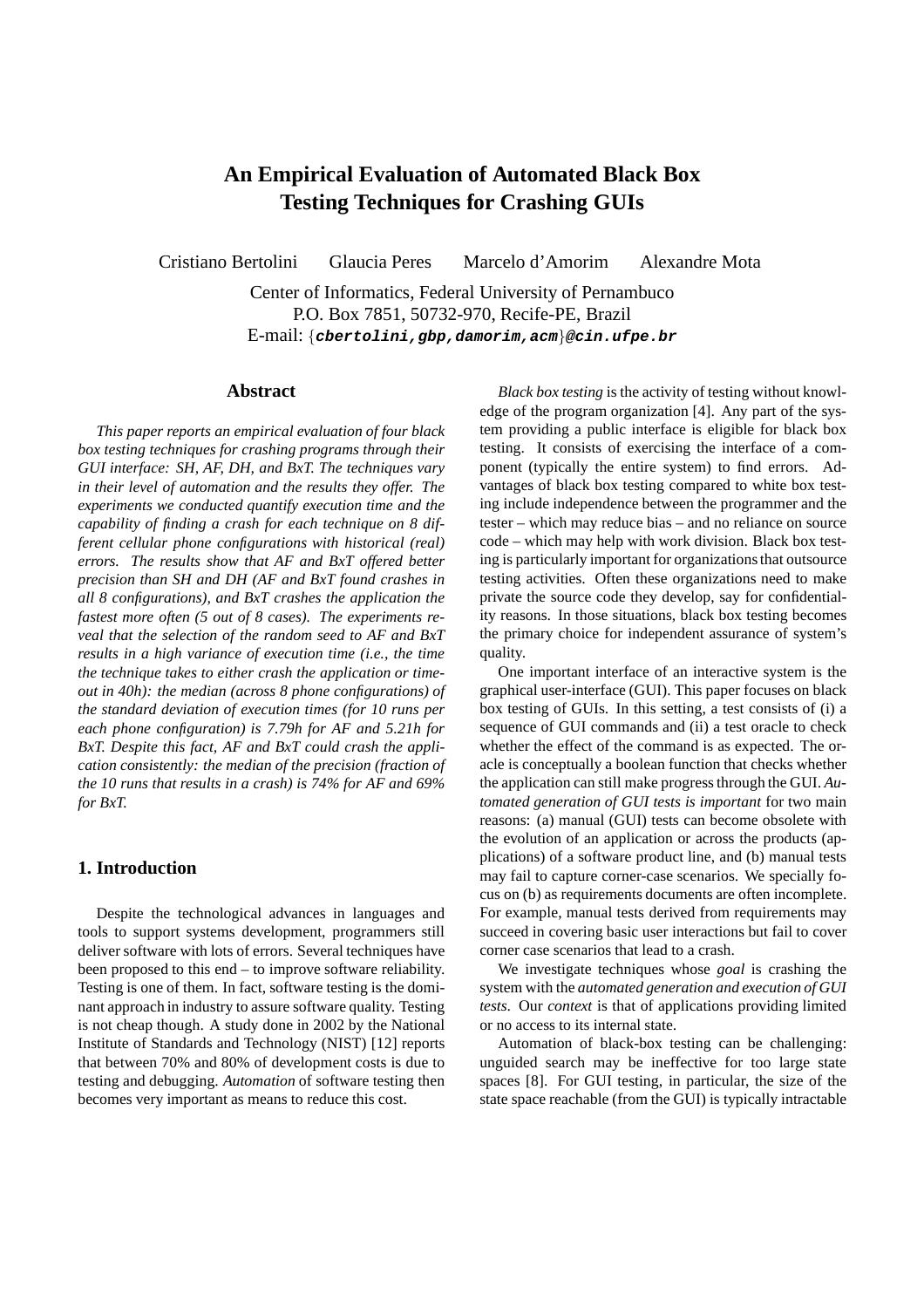# An Empirical Evaluation of Automated Black Box Testing Techniques for Crashing GUIs

Cristiano Bertolini  Glaucia Peres  Marcelo d'Amorim  Alexandre Mota

Center of Informatics, Federal University of Pernambuco
P.O. Box 7851, 50732-970, Recife-PE, Brazil
E-mail: {**cbertolini,gbp,damorim,acm**}**@cin.ufpe.br**

## Abstract

*This paper reports an empirical evaluation of four black box testing techniques for crashing programs through their GUI interface: SH, AF, DH, and BxT. The techniques vary in their level of automation and the results they offer. The experiments we conducted quantify execution time and the capability of finding a crash for each technique on 8 different cellular phone configurations with historical (real) errors. The results show that AF and BxT offered better precision than SH and DH (AF and BxT found crashes in all 8 configurations), and BxT crashes the application the fastest more often (5 out of 8 cases). The experiments reveal that the selection of the random seed to AF and BxT results in a high variance of execution time (i.e., the time the technique takes to either crash the application or timeout in 40h): the median (across 8 phone configurations) of the standard deviation of execution times (for 10 runs per each phone configuration) is 7.79h for AF and 5.21h for BxT. Despite this fact, AF and BxT could crash the application consistently: the median of the precision (fraction of the 10 runs that results in a crash) is 74% for AF and 69% for BxT.*

## 1. Introduction

Despite the technological advances in languages and tools to support systems development, programmers still deliver software with lots of errors. Several techniques have been proposed to this end – to improve software reliability. Testing is one of them. In fact, software testing is the dominant approach in industry to assure software quality. Testing is not cheap though. A study done in 2002 by the National Institute of Standards and Technology (NIST) [12] reports that between 70% and 80% of development costs is due to testing and debugging. *Automation* of software testing then becomes very important as means to reduce this cost.

*Black box testing* is the activity of testing without knowledge of the program organization [4]. Any part of the system providing a public interface is eligible for black box testing. It consists of exercising the interface of a component (typically the entire system) to find errors. Advantages of black box testing compared to white box testing include independence between the programmer and the tester – which may reduce bias – and no reliance on source code – which may help with work division. Black box testing is particularly important for organizations that outsource testing activities. Often these organizations need to make private the source code they develop, say for confidentiality reasons. In those situations, black box testing becomes the primary choice for independent assurance of system's quality.

One important interface of an interactive system is the graphical user-interface (GUI). This paper focuses on black box testing of GUIs. In this setting, a test consists of (i) a sequence of GUI commands and (ii) a test oracle to check whether the effect of the command is as expected. The oracle is conceptually a boolean function that checks whether the application can still make progress through the GUI. *Automated generation of GUI tests is important* for two main reasons: (a) manual (GUI) tests can become obsolete with the evolution of an application or across the products (applications) of a software product line, and (b) manual tests may fail to capture corner-case scenarios. We specially focus on (b) as requirements documents are often incomplete. For example, manual tests derived from requirements may succeed in covering basic user interactions but fail to cover corner case scenarios that lead to a crash.

We investigate techniques whose *goal* is crashing the system with the *automated generation and execution of GUI tests*. Our *context* is that of applications providing limited or no access to its internal state.

Automation of black-box testing can be challenging: unguided search may be ineffective for too large state spaces [8]. For GUI testing, in particular, the size of the state space reachable (from the GUI) is typically intractable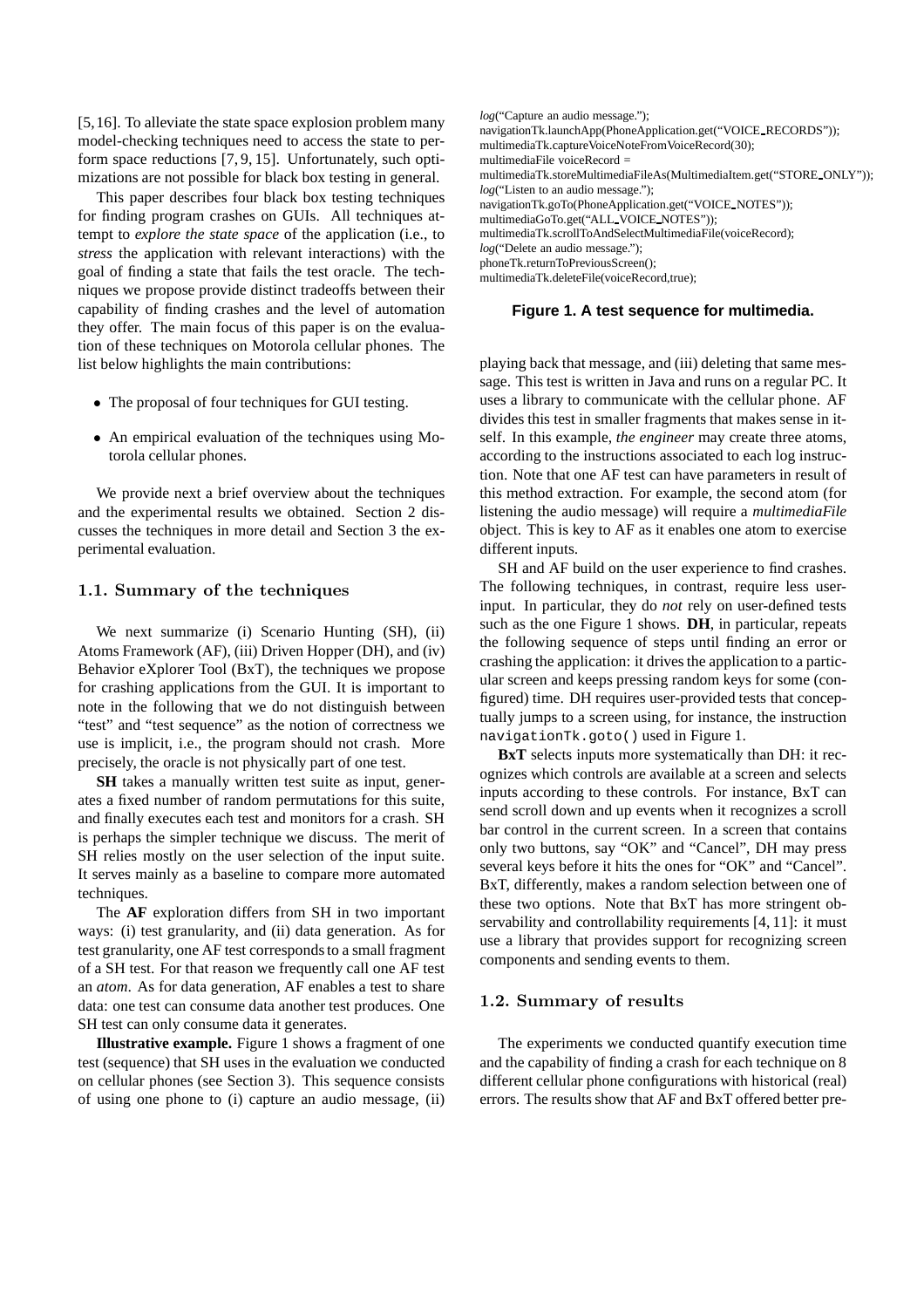[5, 16]. To alleviate the state space explosion problem many model-checking techniques need to access the state to perform space reductions [7, 9, 15]. Unfortunately, such optimizations are not possible for black box testing in general.

This paper describes four black box testing techniques for finding program crashes on GUIs. All techniques attempt to *explore the state space* of the application (i.e., to *stress* the application with relevant interactions) with the goal of finding a state that fails the test oracle. The techniques we propose provide distinct tradeoffs between their capability of finding crashes and the level of automation they offer. The main focus of this paper is on the evaluation of these techniques on Motorola cellular phones. The list below highlights the main contributions:

- The proposal of four techniques for GUI testing.
- An empirical evaluation of the techniques using Motorola cellular phones.

We provide next a brief overview about the techniques and the experimental results we obtained. Section 2 discusses the techniques in more detail and Section 3 the experimental evaluation.

### 1.1. Summary of the techniques

We next summarize (i) Scenario Hunting (SH), (ii) Atoms Framework (AF), (iii) Driven Hopper (DH), and (iv) Behavior eXplorer Tool (BxT), the techniques we propose for crashing applications from the GUI. It is important to note in the following that we do not distinguish between "test" and "test sequence" as the notion of correctness we use is implicit, i.e., the program should not crash. More precisely, the oracle is not physically part of one test.

**SH** takes a manually written test suite as input, generates a fixed number of random permutations for this suite, and finally executes each test and monitors for a crash. SH is perhaps the simpler technique we discuss. The merit of SH relies mostly on the user selection of the input suite. It serves mainly as a baseline to compare more automated techniques.

The **AF** exploration differs from SH in two important ways: (i) test granularity, and (ii) data generation. As for test granularity, one AF test corresponds to a small fragment of a SH test. For that reason we frequently call one AF test an *atom*. As for data generation, AF enables a test to share data: one test can consume data another test produces. One SH test can only consume data it generates.

**Illustrative example.** Figure 1 shows a fragment of one test (sequence) that SH uses in the evaluation we conducted on cellular phones (see Section 3). This sequence consists of using one phone to (i) capture an audio message, (ii) playing back that message, and (iii) deleting that same message. This test is written in Java and runs on a regular PC. It uses a library to communicate with the cellular phone. AF divides this test in smaller fragments that makes sense in itself. In this example, *the engineer* may create three atoms, according to the instructions associated to each log instruction. Note that one AF test can have parameters in result of this method extraction. For example, the second atom (for listening the audio message) will require a *multimediaFile* object. This is key to AF as it enables one atom to exercise different inputs.

```
log("Capture an audio message.");
navigationTk.launchApp(PhoneApplication.get("VOICE_RECORDS"));
multimediaTk.captureVoiceNoteFromVoiceRecord(30);
multimediaFile voiceRecord =
multimediaTk.storeMultimediaFileAs(MultimediaItem.get("STORE_ONLY"));
log("Listen to an audio message.");
navigationTk.goTo(PhoneApplication.get("VOICE_NOTES"));
multimediaGoTo.get("ALL_VOICE_NOTES"));
multimediaTk.scrollToAndSelectMultimediaFile(voiceRecord);
log("Delete an audio message.");
phoneTk.returnToPreviousScreen();
multimediaTk.deleteFile(voiceRecord,true);
```

**Figure 1. A test sequence for multimedia.**

SH and AF build on the user experience to find crashes. The following techniques, in contrast, require less user-input. In particular, they do *not* rely on user-defined tests such as the one Figure 1 shows. **DH**, in particular, repeats the following sequence of steps until finding an error or crashing the application: it drives the application to a particular screen and keeps pressing random keys for some (configured) time. DH requires user-provided tests that conceptually jumps to a screen using, for instance, the instruction `navigationTk.goto()` used in Figure 1.

**BxT** selects inputs more systematically than DH: it recognizes which controls are available at a screen and selects inputs according to these controls. For instance, BxT can send scroll down and up events when it recognizes a scroll bar control in the current screen. In a screen that contains only two buttons, say "OK" and "Cancel", DH may press several keys before it hits the ones for "OK" and "Cancel". BxT, differently, makes a random selection between one of these two options. Note that BxT has more stringent observability and controllability requirements [4, 11]: it must use a library that provides support for recognizing screen components and sending events to them.

### 1.2. Summary of results

The experiments we conducted quantify execution time and the capability of finding a crash for each technique on 8 different cellular phone configurations with historical (real) errors. The results show that AF and BxT offered better pre-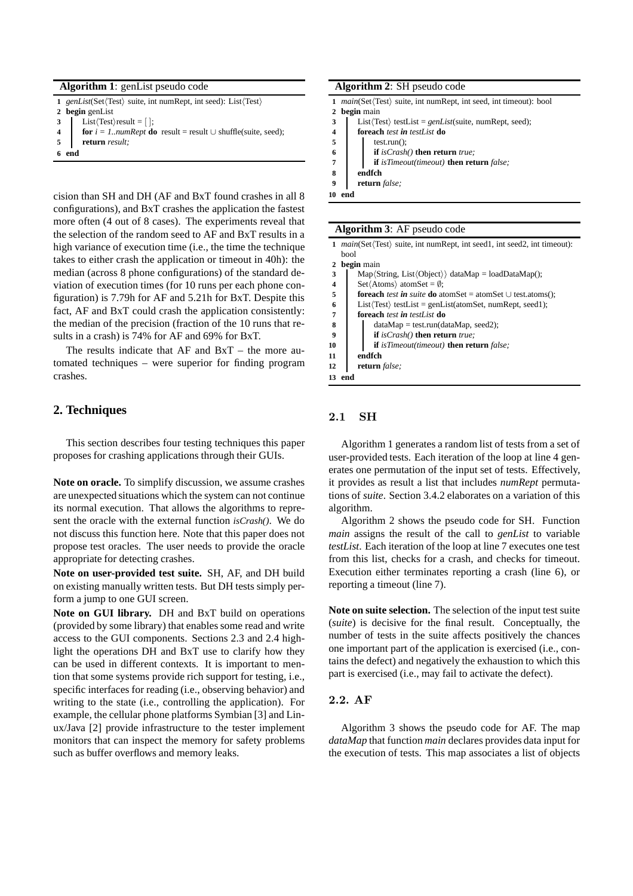**Algorithm 1**: genList pseudo code

```
1  genList(Set⟨Test⟩ suite, int numRept, int seed): List⟨Test⟩
2  begin genList
3      List⟨Test⟩result = [ ];
4      for i = 1..numRept do  result = result ∪ shuffle(suite, seed);
5      return result;
6  end
```

cision than SH and DH (AF and BxT found crashes in all 8 configurations), and BxT crashes the application the fastest more often (4 out of 8 cases). The experiments reveal that the selection of the random seed to AF and BxT results in a high variance of execution time (i.e., the time the technique takes to either crash the application or timeout in 40h): the median (across 8 phone configurations) of the standard deviation of execution times (for 10 runs per each phone configuration) is 7.79h for AF and 5.21h for BxT. Despite this fact, AF and BxT could crash the application consistently: the median of the precision (fraction of the 10 runs that results in a crash) is 74% for AF and 69% for BxT.

The results indicate that AF and BxT – the more automated techniques – were superior for finding program crashes.

## 2. Techniques

This section describes four testing techniques this paper proposes for crashing applications through their GUIs.

**Note on oracle.** To simplify discussion, we assume crashes are unexpected situations which the system can not continue its normal execution. That allows the algorithms to represent the oracle with the external function *isCrash()*. We do not discuss this function here. Note that this paper does not propose test oracles. The user needs to provide the oracle appropriate for detecting crashes.

**Note on user-provided test suite.** SH, AF, and DH build on existing manually written tests. But DH tests simply perform a jump to one GUI screen.

**Note on GUI library.** DH and BxT build on operations (provided by some library) that enables some read and write access to the GUI components. Sections 2.3 and 2.4 highlight the operations DH and BxT use to clarify how they can be used in different contexts. It is important to mention that some systems provide rich support for testing, i.e., specific interfaces for reading (i.e., observing behavior) and writing to the state (i.e., controlling the application). For example, the cellular phone platforms Symbian [3] and Linux/Java [2] provide infrastructure to the tester implement monitors that can inspect the memory for safety problems such as buffer overflows and memory leaks.

**Algorithm 2**: SH pseudo code

```
1  main(Set⟨Test⟩ suite, int numRept, int seed, int timeout): bool
2  begin main
3      List⟨Test⟩ testList = genList(suite, numRept, seed);
4      foreach test in testList do
5          test.run();
6          if isCrash() then return true;
7          if isTimeout(timeout) then return false;
8      endfch
9      return false;
10 end
```

**Algorithm 3**: AF pseudo code

```
1  main(Set⟨Test⟩ suite, int numRept, int seed1, int seed2, int timeout):
   bool
2  begin main
3      Map⟨String, List⟨Object⟩⟩ dataMap = loadDataMap();
4      Set⟨Atoms⟩ atomSet = ∅;
5      foreach test in suite do atomSet = atomSet ∪ test.atoms();
6      List⟨Test⟩ testList = genList(atomSet, numRept, seed1);
7      foreach test in testList do
8          dataMap = test.run(dataMap, seed2);
9          if isCrash() then return true;
10         if isTimeout(timeout) then return false;
11     endfch
12     return false;
13 end
```

### 2.1 SH

Algorithm 1 generates a random list of tests from a set of user-provided tests. Each iteration of the loop at line 4 generates one permutation of the input set of tests. Effectively, it provides as result a list that includes *numRept* permutations of *suite*. Section 3.4.2 elaborates on a variation of this algorithm.

Algorithm 2 shows the pseudo code for SH. Function *main* assigns the result of the call to *genList* to variable *testList*. Each iteration of the loop at line 7 executes one test from this list, checks for a crash, and checks for timeout. Execution either terminates reporting a crash (line 6), or reporting a timeout (line 7).

**Note on suite selection.** The selection of the input test suite (*suite*) is decisive for the final result. Conceptually, the number of tests in the suite affects positively the chances one important part of the application is exercised (i.e., contains the defect) and negatively the exhaustion to which this part is exercised (i.e., may fail to activate the defect).

### 2.2. AF

Algorithm 3 shows the pseudo code for AF. The map *dataMap* that function *main* declares provides data input for the execution of tests. This map associates a list of objects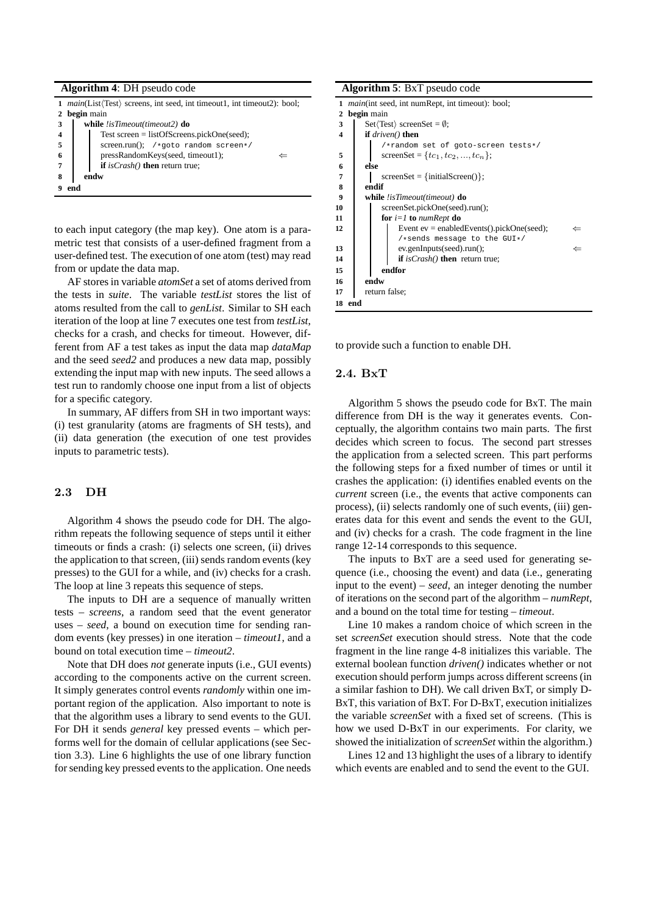**Algorithm 4**: DH pseudo code

```
1  main(List⟨Test⟩ screens, int seed, int timeout1, int timeout2): bool;
2  begin main
3     while !isTimeout(timeout2) do
4        Test screen = listOfScreens.pickOne(seed);
5        screen.run();  /*goto random screen*/
6        pressRandomKeys(seed, timeout1);                          ⇐
7        if isCrash() then return true;
8     endw
9  end
```

to each input category (the map key). One atom is a parametric test that consists of a user-defined fragment from a user-defined test. The execution of one atom (test) may read from or update the data map.

AF stores in variable *atomSet* a set of atoms derived from the tests in *suite*. The variable *testList* stores the list of atoms resulted from the call to *genList*. Similar to SH each iteration of the loop at line 7 executes one test from *testList*, checks for a crash, and checks for timeout. However, different from AF a test takes as input the data map *dataMap* and the seed *seed2* and produces a new data map, possibly extending the input map with new inputs. The seed allows a test run to randomly choose one input from a list of objects for a specific category.

In summary, AF differs from SH in two important ways: (i) test granularity (atoms are fragments of SH tests), and (ii) data generation (the execution of one test provides inputs to parametric tests).

## 2.3 DH

Algorithm 4 shows the pseudo code for DH. The algorithm repeats the following sequence of steps until it either timeouts or finds a crash: (i) selects one screen, (ii) drives the application to that screen, (iii) sends random events (key presses) to the GUI for a while, and (iv) checks for a crash. The loop at line 3 repeats this sequence of steps.

The inputs to DH are a sequence of manually written tests – *screens*, a random seed that the event generator uses – *seed*, a bound on execution time for sending random events (key presses) in one iteration – *timeout1*, and a bound on total execution time – *timeout2*.

Note that DH does *not* generate inputs (i.e., GUI events) according to the components active on the current screen. It simply generates control events *randomly* within one important region of the application. Also important to note is that the algorithm uses a library to send events to the GUI. For DH it sends *general* key pressed events – which performs well for the domain of cellular applications (see Section 3.3). Line 6 highlights the use of one library function for sending key pressed events to the application. One needs to provide such a function to enable DH.

**Algorithm 5**: BxT pseudo code

```
1  main(int seed, int numRept, int timeout): bool;
2  begin main
3     Set⟨Test⟩ screenSet = ∅;
4     if driven() then
         /*random set of goto-screen tests*/
5        screenSet = {tc1, tc2, ..., tcn};
6     else
7        screenSet = {initialScreen()};
8     endif
9     while !isTimeout(timeout) do
10       screenSet.pickOne(seed).run();
11       for i=1 to numRept do
12          Event ev = enabledEvents().pickOne(seed);              ⇐
            /*sends message to the GUI*/
13          ev.genInputs(seed).run();                              ⇐
14          if isCrash() then return true;
15       endfor
16    endw
17    return false;
18 end
```

## 2.4. BxT

Algorithm 5 shows the pseudo code for BxT. The main difference from DH is the way it generates events. Conceptually, the algorithm contains two main parts. The first decides which screen to focus. The second part stresses the application from a selected screen. This part performs the following steps for a fixed number of times or until it crashes the application: (i) identifies enabled events on the *current* screen (i.e., the events that active components can process), (ii) selects randomly one of such events, (iii) generates data for this event and sends the event to the GUI, and (iv) checks for a crash. The code fragment in the line range 12-14 corresponds to this sequence.

The inputs to BxT are a seed used for generating sequence (i.e., choosing the event) and data (i.e., generating input to the event) – *seed*, an integer denoting the number of iterations on the second part of the algorithm – *numRept*, and a bound on the total time for testing – *timeout*.

Line 10 makes a random choice of which screen in the set *screenSet* execution should stress. Note that the code fragment in the line range 4-8 initializes this variable. The external boolean function *driven()* indicates whether or not execution should perform jumps across different screens (in a similar fashion to DH). We call driven BxT, or simply D-BxT, this variation of BxT. For D-BxT, execution initializes the variable *screenSet* with a fixed set of screens. (This is how we used D-BxT in our experiments. For clarity, we showed the initialization of *screenSet* within the algorithm.)

Lines 12 and 13 highlight the uses of a library to identify which events are enabled and to send the event to the GUI.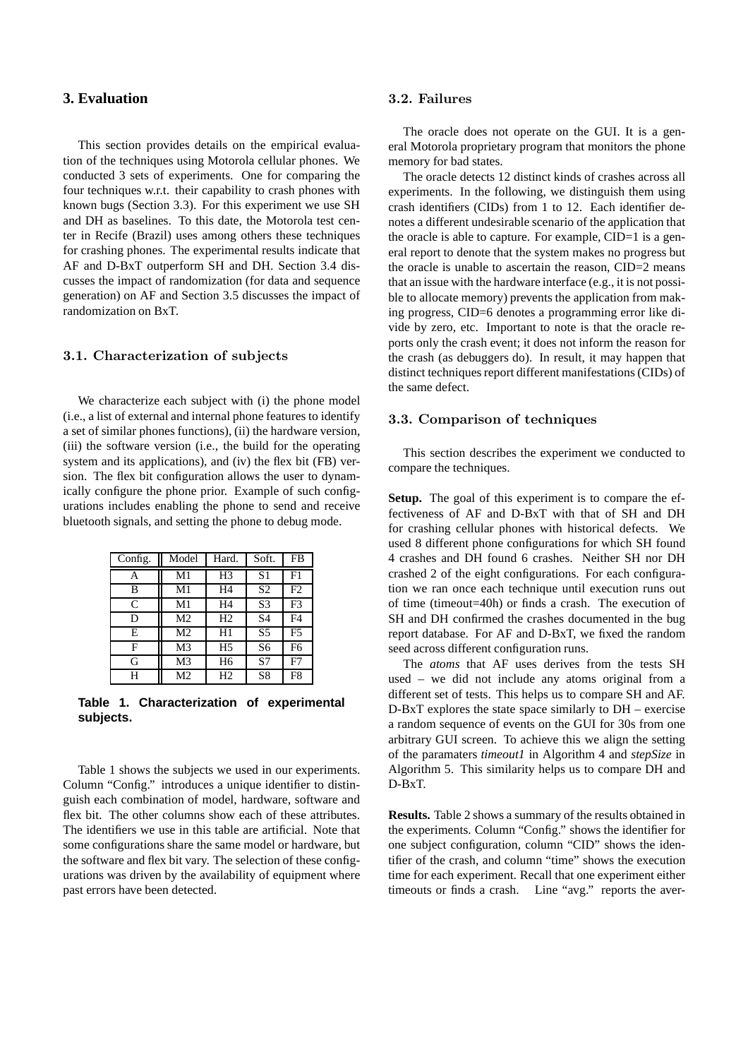## 3. Evaluation

This section provides details on the empirical evaluation of the techniques using Motorola cellular phones. We conducted 3 sets of experiments. One for comparing the four techniques w.r.t. their capability to crash phones with known bugs (Section 3.3). For this experiment we use SH and DH as baselines. To this date, the Motorola test center in Recife (Brazil) uses among others these techniques for crashing phones. The experimental results indicate that AF and D-BxT outperform SH and DH. Section 3.4 discusses the impact of randomization (for data and sequence generation) on AF and Section 3.5 discusses the impact of randomization on BxT.

### 3.1. Characterization of subjects

We characterize each subject with (i) the phone model (i.e., a list of external and internal phone features to identify a set of similar phones functions), (ii) the hardware version, (iii) the software version (i.e., the build for the operating system and its applications), and (iv) the flex bit (FB) version. The flex bit configuration allows the user to dynamically configure the phone prior. Example of such configurations includes enabling the phone to send and receive bluetooth signals, and setting the phone to debug mode.

| Config. | Model | Hard. | Soft. | FB |
|---|---|---|---|---|
| A | M1 | H3 | S1 | F1 |
| B | M1 | H4 | S2 | F2 |
| C | M1 | H4 | S3 | F3 |
| D | M2 | H2 | S4 | F4 |
| E | M2 | H1 | S5 | F5 |
| F | M3 | H5 | S6 | F6 |
| G | M3 | H6 | S7 | F7 |
| H | M2 | H2 | S8 | F8 |

**Table 1. Characterization of experimental subjects.**

Table 1 shows the subjects we used in our experiments. Column "Config." introduces a unique identifier to distinguish each combination of model, hardware, software and flex bit. The other columns show each of these attributes. The identifiers we use in this table are artificial. Note that some configurations share the same model or hardware, but the software and flex bit vary. The selection of these configurations was driven by the availability of equipment where past errors have been detected.

### 3.2. Failures

The oracle does not operate on the GUI. It is a general Motorola proprietary program that monitors the phone memory for bad states.

The oracle detects 12 distinct kinds of crashes across all experiments. In the following, we distinguish them using crash identifiers (CIDs) from 1 to 12. Each identifier denotes a different undesirable scenario of the application that the oracle is able to capture. For example, CID=1 is a general report to denote that the system makes no progress but the oracle is unable to ascertain the reason, CID=2 means that an issue with the hardware interface (e.g., it is not possible to allocate memory) prevents the application from making progress, CID=6 denotes a programming error like divide by zero, etc. Important to note is that the oracle reports only the crash event; it does not inform the reason for the crash (as debuggers do). In result, it may happen that distinct techniques report different manifestations (CIDs) of the same defect.

### 3.3. Comparison of techniques

This section describes the experiment we conducted to compare the techniques.

**Setup.** The goal of this experiment is to compare the effectiveness of AF and D-BxT with that of SH and DH for crashing cellular phones with historical defects. We used 8 different phone configurations for which SH found 4 crashes and DH found 6 crashes. Neither SH nor DH crashed 2 of the eight configurations. For each configuration we ran once each technique until execution runs out of time (timeout=40h) or finds a crash. The execution of SH and DH confirmed the crashes documented in the bug report database. For AF and D-BxT, we fixed the random seed across different configuration runs.

The *atoms* that AF uses derives from the tests SH used – we did not include any atoms original from a different set of tests. This helps us to compare SH and AF. D-BxT explores the state space similarly to DH – exercise a random sequence of events on the GUI for 30s from one arbitrary GUI screen. To achieve this we align the setting of the paramaters *timeout1* in Algorithm 4 and *stepSize* in Algorithm 5. This similarity helps us to compare DH and D-BxT.

**Results.** Table 2 shows a summary of the results obtained in the experiments. Column "Config." shows the identifier for one subject configuration, column "CID" shows the identifier of the crash, and column "time" shows the execution time for each experiment. Recall that one experiment either timeouts or finds a crash. Line "avg." reports the aver-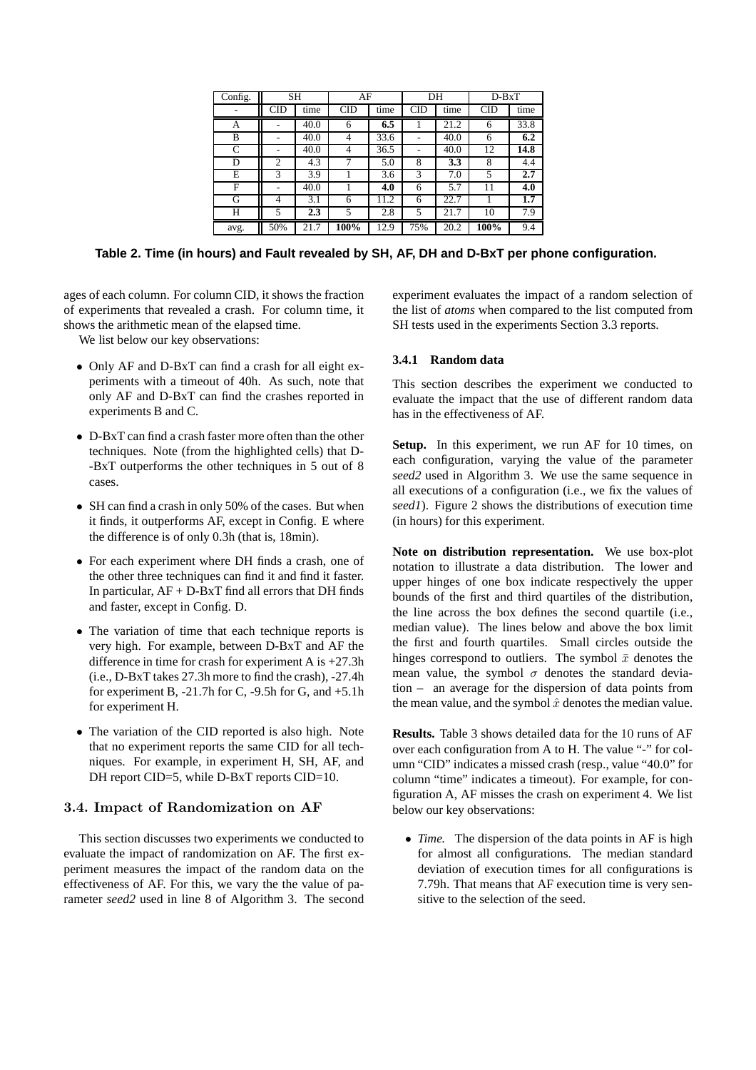| Config. | SH | | AF | | DH | | D-BxT | |
|---|---|---|---|---|---|---|---|---|
| - | CID | time | CID | time | CID | time | CID | time |
| A | - | 40.0 | 6 | **6.5** | 1 | 21.2 | 6 | 33.8 |
| B | - | 40.0 | 4 | 33.6 | - | 40.0 | 6 | **6.2** |
| C | - | 40.0 | 4 | 36.5 | - | 40.0 | 12 | **14.8** |
| D | 2 | 4.3 | 7 | 5.0 | 8 | **3.3** | 8 | 4.4 |
| E | 3 | 3.9 | 1 | 3.6 | 3 | 7.0 | 5 | **2.7** |
| F | - | 40.0 | 1 | **4.0** | 6 | 5.7 | 11 | **4.0** |
| G | 4 | 3.1 | 6 | 11.2 | 6 | 22.7 | 1 | **1.7** |
| H | 5 | **2.3** | 5 | 2.8 | 5 | 21.7 | 10 | 7.9 |
| avg. | 50% | 21.7 | **100%** | 12.9 | 75% | 20.2 | **100%** | 9.4 |

**Table 2. Time (in hours) and Fault revealed by SH, AF, DH and D-BxT per phone configuration.**

ages of each column. For column CID, it shows the fraction of experiments that revealed a crash. For column time, it shows the arithmetic mean of the elapsed time.

We list below our key observations:

- Only AF and D-BxT can find a crash for all eight experiments with a timeout of 40h. As such, note that only AF and D-BxT can find the crashes reported in experiments B and C.
- D-BxT can find a crash faster more often than the other techniques. Note (from the highlighted cells) that D--BxT outperforms the other techniques in 5 out of 8 cases.
- SH can find a crash in only 50% of the cases. But when it finds, it outperforms AF, except in Config. E where the difference is of only 0.3h (that is, 18min).
- For each experiment where DH finds a crash, one of the other three techniques can find it and find it faster. In particular, AF + D-BxT find all errors that DH finds and faster, except in Config. D.
- The variation of time that each technique reports is very high. For example, between D-BxT and AF the difference in time for crash for experiment A is +27.3h (i.e., D-BxT takes 27.3h more to find the crash), -27.4h for experiment B, -21.7h for C, -9.5h for G, and +5.1h for experiment H.
- The variation of the CID reported is also high. Note that no experiment reports the same CID for all techniques. For example, in experiment H, SH, AF, and DH report CID=5, while D-BxT reports CID=10.

## 3.4. Impact of Randomization on AF

This section discusses two experiments we conducted to evaluate the impact of randomization on AF. The first experiment measures the impact of the random data on the effectiveness of AF. For this, we vary the the value of parameter *seed2* used in line 8 of Algorithm 3. The second experiment evaluates the impact of a random selection of the list of *atoms* when compared to the list computed from SH tests used in the experiments Section 3.3 reports.

### 3.4.1 Random data

This section describes the experiment we conducted to evaluate the impact that the use of different random data has in the effectiveness of AF.

**Setup.** In this experiment, we run AF for 10 times, on each configuration, varying the value of the parameter *seed2* used in Algorithm 3. We use the same sequence in all executions of a configuration (i.e., we fix the values of *seed1*). Figure 2 shows the distributions of execution time (in hours) for this experiment.

**Note on distribution representation.** We use box-plot notation to illustrate a data distribution. The lower and upper hinges of one box indicate respectively the upper bounds of the first and third quartiles of the distribution, the line across the box defines the second quartile (i.e., median value). The lines below and above the box limit the first and fourth quartiles. Small circles outside the hinges correspond to outliers. The symbol $\bar{x}$ denotes the mean value, the symbol $\sigma$ denotes the standard deviation – an average for the dispersion of data points from the mean value, and the symbol $\hat{x}$ denotes the median value.

**Results.** Table 3 shows detailed data for the 10 runs of AF over each configuration from A to H. The value "-" for column "CID" indicates a missed crash (resp., value "40.0" for column "time" indicates a timeout). For example, for configuration A, AF misses the crash on experiment 4. We list below our key observations:

- *Time.* The dispersion of the data points in AF is high for almost all configurations. The median standard deviation of execution times for all configurations is 7.79h. That means that AF execution time is very sensitive to the selection of the seed.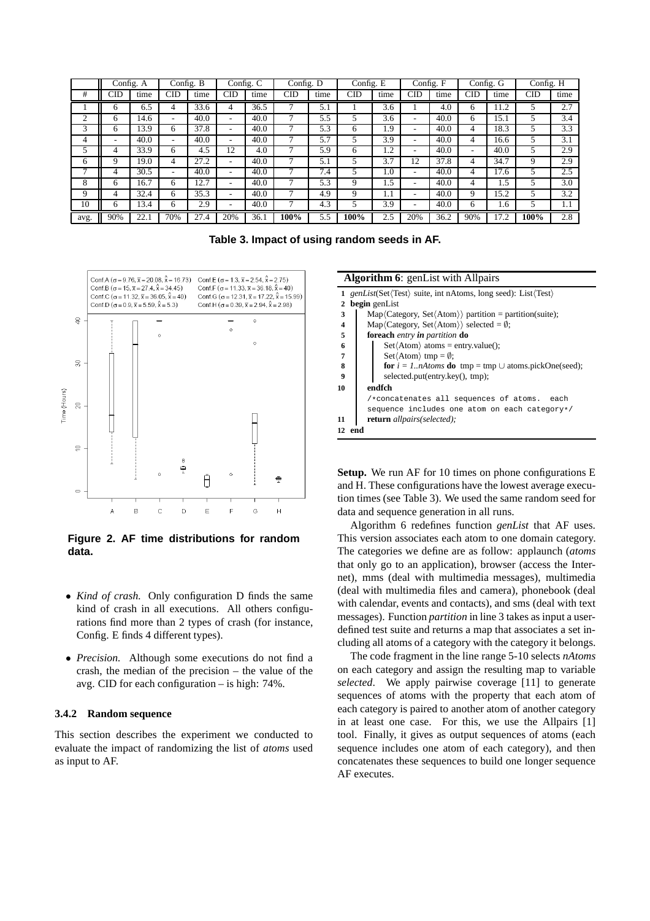| | Config. A | | Config. B | | Config. C | | Config. D | | Config. E | | Config. F | | Config. G | | Config. H | |
|---|---|---|---|---|---|---|---|---|---|---|---|---|---|---|---|---|
| # | CID | time | CID | time | CID | time | CID | time | CID | time | CID | time | CID | time | CID | time |
| 1 | 6 | 6.5 | 4 | 33.6 | 4 | 36.5 | 7 | 5.1 | 1 | 3.6 | 1 | 4.0 | 6 | 11.2 | 5 | 2.7 |
| 2 | 6 | 14.6 | - | 40.0 | - | 40.0 | 7 | 5.5 | 5 | 3.6 | - | 40.0 | 6 | 15.1 | 5 | 3.4 |
| 3 | 6 | 13.9 | 6 | 37.8 | - | 40.0 | 7 | 5.3 | 6 | 1.9 | - | 40.0 | 4 | 18.3 | 5 | 3.3 |
| 4 | - | 40.0 | - | 40.0 | - | 40.0 | 7 | 5.7 | 5 | 3.9 | - | 40.0 | 4 | 16.6 | 5 | 3.1 |
| 5 | 4 | 33.9 | 6 | 4.5 | 12 | 4.0 | 7 | 5.9 | 6 | 1.2 | - | 40.0 | - | 40.0 | 5 | 2.9 |
| 6 | 9 | 19.0 | 4 | 27.2 | - | 40.0 | 7 | 5.1 | 5 | 3.7 | 12 | 37.8 | 4 | 34.7 | 9 | 2.9 |
| 7 | 4 | 30.5 | - | 40.0 | - | 40.0 | 7 | 7.4 | 5 | 1.0 | - | 40.0 | 4 | 17.6 | 5 | 2.5 |
| 8 | 6 | 16.7 | 6 | 12.7 | - | 40.0 | 7 | 5.3 | 9 | 1.5 | - | 40.0 | 4 | 1.5 | 5 | 3.0 |
| 9 | 4 | 32.4 | 6 | 35.3 | - | 40.0 | 7 | 4.9 | 9 | 1.1 | - | 40.0 | 9 | 15.2 | 5 | 3.2 |
| 10 | 6 | 13.4 | 6 | 2.9 | - | 40.0 | 7 | 4.3 | 5 | 3.9 | - | 40.0 | 6 | 1.6 | 5 | 1.1 |
| avg. | 90% | 22.1 | 70% | 27.4 | 20% | 36.1 | **100%** | 5.5 | **100%** | 2.5 | 20% | 36.2 | 90% | 17.2 | **100%** | 2.8 |

**Table 3. Impact of using random seeds in AF.**

**Figure 2. AF time distributions for random data.**

- *Kind of crash.* Only configuration D finds the same kind of crash in all executions. All others configurations find more than 2 types of crash (for instance, Config. E finds 4 different types).
- *Precision.* Although some executions do not find a crash, the median of the precision – the value of the avg. CID for each configuration – is high: 74%.

### 3.4.2 Random sequence

This section describes the experiment we conducted to evaluate the impact of randomizing the list of *atoms* used as input to AF.

**Algorithm 6**: genList with Allpairs

```
1  genList(Set⟨Test⟩ suite, int nAtoms, long seed): List⟨Test⟩
2  begin genList
3      Map⟨Category, Set⟨Atom⟩⟩ partition = partition(suite);
4      Map⟨Category, Set⟨Atom⟩⟩ selected = ∅;
5      foreach entry in partition do
6          Set⟨Atom⟩ atoms = entry.value();
7          Set⟨Atom⟩ tmp = ∅;
8          for i = 1..nAtoms do tmp = tmp ∪ atoms.pickOne(seed);
9          selected.put(entry.key(), tmp);
10     endfch
       /*concatenates all sequences of atoms. each
       sequence includes one atom on each category*/
11     return allpairs(selected);
12 end
```

**Setup.** We run AF for 10 times on phone configurations E and H. These configurations have the lowest average execution times (see Table 3). We used the same random seed for data and sequence generation in all runs.

Algorithm 6 redefines function *genList* that AF uses. This version associates each atom to one domain category. The categories we define are as follow: applaunch (*atoms* that only go to an application), browser (access the Internet), mms (deal with multimedia messages), multimedia (deal with multimedia files and camera), phonebook (deal with calendar, events and contacts), and sms (deal with text messages). Function *partition* in line 3 takes as input a user-defined test suite and returns a map that associates a set including all atoms of a category with the category it belongs.

The code fragment in the line range 5-10 selects *nAtoms* on each category and assign the resulting map to variable *selected*. We apply pairwise coverage [11] to generate sequences of atoms with the property that each atom of each category is paired to another atom of another category in at least one case. For this, we use the Allpairs [1] tool. Finally, it gives as output sequences of atoms (each sequence includes one atom of each category), and then concatenates these sequences to build one longer sequence AF executes.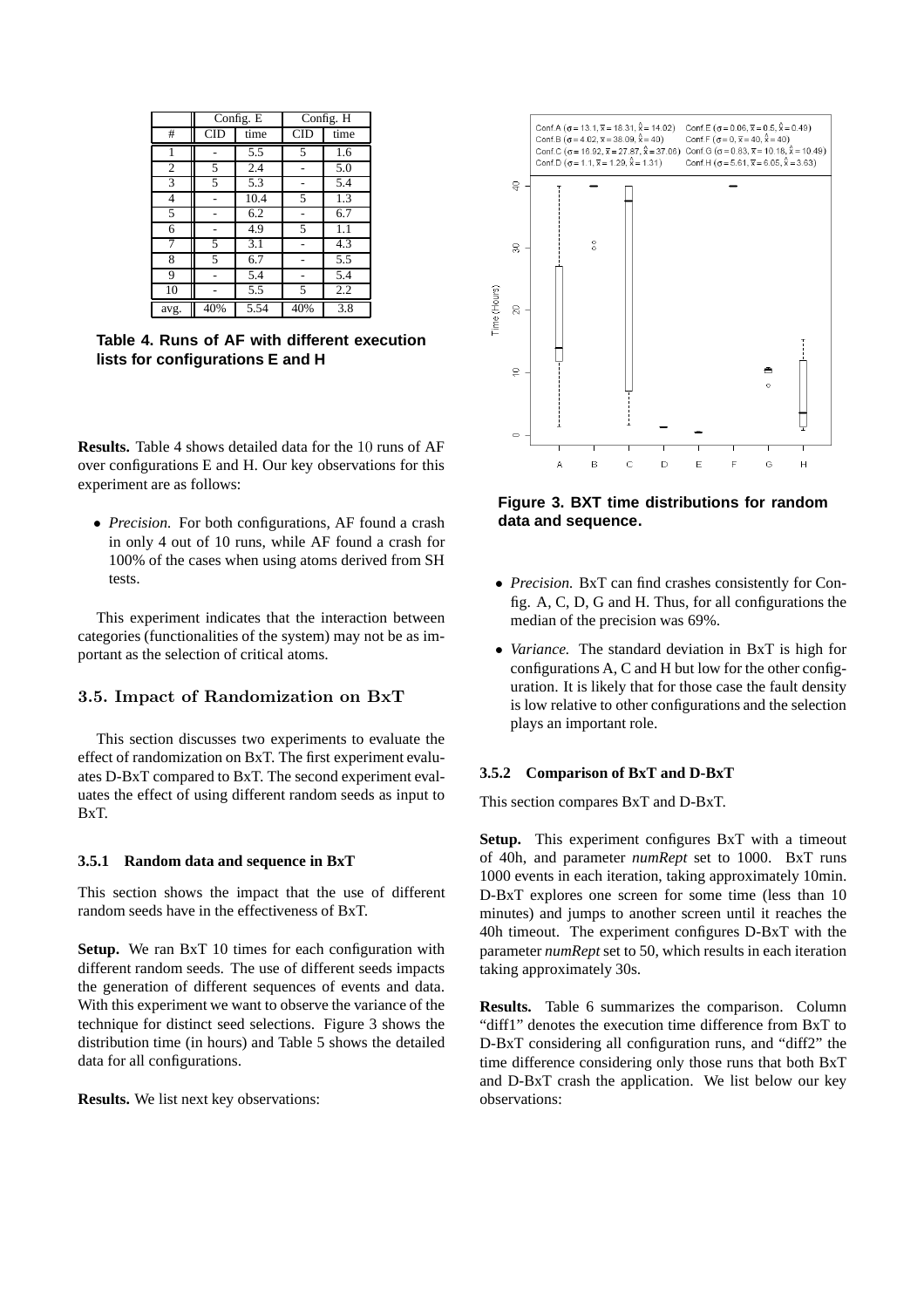| | Config. E | | Config. H | |
|---|---|---|---|---|
| # | CID | time | CID | time |
| 1 | - | 5.5 | 5 | 1.6 |
| 2 | 5 | 2.4 | - | 5.0 |
| 3 | 5 | 5.3 | - | 5.4 |
| 4 | - | 10.4 | 5 | 1.3 |
| 5 | - | 6.2 | - | 6.7 |
| 6 | - | 4.9 | 5 | 1.1 |
| 7 | 5 | 3.1 | - | 4.3 |
| 8 | 5 | 6.7 | - | 5.5 |
| 9 | - | 5.4 | - | 5.4 |
| 10 | - | 5.5 | 5 | 2.2 |
| avg. | 40% | 5.54 | 40% | 3.8 |

**Table 4. Runs of AF with different execution lists for configurations E and H**

**Results.** Table 4 shows detailed data for the 10 runs of AF over configurations E and H. Our key observations for this experiment are as follows:

- *Precision.* For both configurations, AF found a crash in only 4 out of 10 runs, while AF found a crash for 100% of the cases when using atoms derived from SH tests.

This experiment indicates that the interaction between categories (functionalities of the system) may not be as important as the selection of critical atoms.

## 3.5. Impact of Randomization on BxT

This section discusses two experiments to evaluate the effect of randomization on BxT. The first experiment evaluates D-BxT compared to BxT. The second experiment evaluates the effect of using different random seeds as input to BxT.

### 3.5.1 Random data and sequence in BxT

This section shows the impact that the use of different random seeds have in the effectiveness of BxT.

**Setup.** We ran BxT 10 times for each configuration with different random seeds. The use of different seeds impacts the generation of different sequences of events and data. With this experiment we want to observe the variance of the technique for distinct seed selections. Figure 3 shows the distribution time (in hours) and Table 5 shows the detailed data for all configurations.

**Results.** We list next key observations:

Conf.A ($\sigma = 13.1, \bar{x} = 18.31, \hat{x} = 14.02$) Conf.E ($\sigma = 0.06, \bar{x} = 0.5, \hat{x} = 0.49$)
Conf.B ($\sigma = 4.02, \bar{x} = 38.09, \hat{x} = 40$) Conf.F ($\sigma = 0, \bar{x} = 40, \hat{x} = 40$)
Conf.C ($\sigma = 16.92, \bar{x} = 27.87, \hat{x} = 37.06$) Conf.G ($\sigma = 0.83, \bar{x} = 10.18, \hat{x} = 10.49$)
Conf.D ($\sigma = 1.1, \bar{x} = 1.29, \hat{x} = 1.31$) Conf.H ($\sigma = 5.61, \bar{x} = 6.05, \hat{x} = 3.63$)

**Figure 3. BXT time distributions for random data and sequence.**

- *Precision.* BxT can find crashes consistently for Config. A, C, D, G and H. Thus, for all configurations the median of the precision was 69%.
- *Variance.* The standard deviation in BxT is high for configurations A, C and H but low for the other configuration. It is likely that for those case the fault density is low relative to other configurations and the selection plays an important role.

### 3.5.2 Comparison of BxT and D-BxT

This section compares BxT and D-BxT.

**Setup.** This experiment configures BxT with a timeout of 40h, and parameter *numRept* set to 1000. BxT runs 1000 events in each iteration, taking approximately 10min. D-BxT explores one screen for some time (less than 10 minutes) and jumps to another screen until it reaches the 40h timeout. The experiment configures D-BxT with the parameter *numRept* set to 50, which results in each iteration taking approximately 30s.

**Results.** Table 6 summarizes the comparison. Column "diff1" denotes the execution time difference from BxT to D-BxT considering all configuration runs, and "diff2" the time difference considering only those runs that both BxT and D-BxT crash the application. We list below our key observations: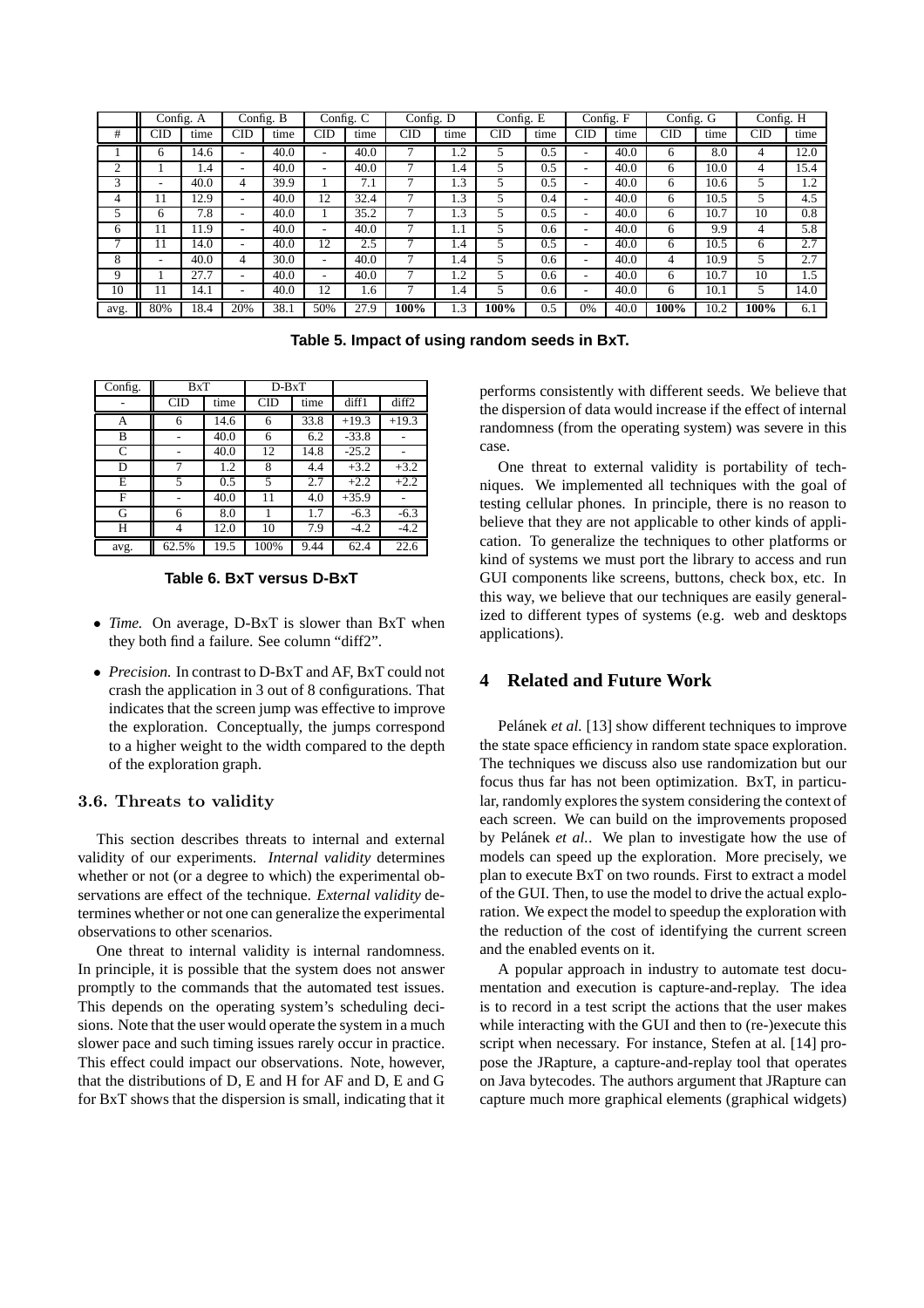| | Config. A | | Config. B | | Config. C | | Config. D | | Config. E | | Config. F | | Config. G | | Config. H | |
|---|---|---|---|---|---|---|---|---|---|---|---|---|---|---|---|---|
| # | CID | time | CID | time | CID | time | CID | time | CID | time | CID | time | CID | time | CID | time |
| 1 | 6 | 14.6 | - | 40.0 | - | 40.0 | 7 | 1.2 | 5 | 0.5 | - | 40.0 | 6 | 8.0 | 4 | 12.0 |
| 2 | 1 | 1.4 | - | 40.0 | - | 40.0 | 7 | 1.4 | 5 | 0.5 | - | 40.0 | 6 | 10.0 | 4 | 15.4 |
| 3 | - | 40.0 | 4 | 39.9 | 1 | 7.1 | 7 | 1.3 | 5 | 0.5 | - | 40.0 | 6 | 10.6 | 5 | 1.2 |
| 4 | 11 | 12.9 | - | 40.0 | 12 | 32.4 | 7 | 1.3 | 5 | 0.4 | - | 40.0 | 6 | 10.5 | 5 | 4.5 |
| 5 | 6 | 7.8 | - | 40.0 | 1 | 35.2 | 7 | 1.3 | 5 | 0.5 | - | 40.0 | 6 | 10.7 | 10 | 0.8 |
| 6 | 11 | 11.9 | - | 40.0 | - | 40.0 | 7 | 1.1 | 5 | 0.6 | - | 40.0 | 6 | 9.9 | 4 | 5.8 |
| 7 | 11 | 14.0 | - | 40.0 | 12 | 2.5 | 7 | 1.4 | 5 | 0.5 | - | 40.0 | 6 | 10.5 | 6 | 2.7 |
| 8 | - | 40.0 | 4 | 30.0 | - | 40.0 | 7 | 1.4 | 5 | 0.6 | - | 40.0 | 4 | 10.9 | 5 | 2.7 |
| 9 | 1 | 27.7 | - | 40.0 | - | 40.0 | 7 | 1.2 | 5 | 0.6 | - | 40.0 | 6 | 10.7 | 10 | 1.5 |
| 10 | 11 | 14.1 | - | 40.0 | 12 | 1.6 | 7 | 1.4 | 5 | 0.6 | - | 40.0 | 6 | 10.1 | 5 | 14.0 |
| avg. | 80% | 18.4 | 20% | 38.1 | 50% | 27.9 | **100%** | 1.3 | **100%** | 0.5 | 0% | 40.0 | **100%** | 10.2 | **100%** | 6.1 |

**Table 5. Impact of using random seeds in BxT.**

| Config. | BxT | | D-BxT | | | |
|---|---|---|---|---|---|---|
| - | CID | time | CID | time | diff1 | diff2 |
| A | 6 | 14.6 | 6 | 33.8 | +19.3 | +19.3 |
| B | - | 40.0 | 6 | 6.2 | -33.8 | - |
| C | - | 40.0 | 12 | 14.8 | -25.2 | - |
| D | 7 | 1.2 | 8 | 4.4 | +3.2 | +3.2 |
| E | 5 | 0.5 | 5 | 2.7 | +2.2 | +2.2 |
| F | - | 40.0 | 11 | 4.0 | +35.9 | - |
| G | 6 | 8.0 | 1 | 1.7 | -6.3 | -6.3 |
| H | 4 | 12.0 | 10 | 7.9 | -4.2 | -4.2 |
| avg. | 62.5% | 19.5 | 100% | 9.44 | 62.4 | 22.6 |

**Table 6. BxT versus D-BxT**

- *Time.* On average, D-BxT is slower than BxT when they both find a failure. See column "diff2".
- *Precision.* In contrast to D-BxT and AF, BxT could not crash the application in 3 out of 8 configurations. That indicates that the screen jump was effective to improve the exploration. Conceptually, the jumps correspond to a higher weight to the width compared to the depth of the exploration graph.

### 3.6. Threats to validity

This section describes threats to internal and external validity of our experiments. *Internal validity* determines whether or not (or a degree to which) the experimental observations are effect of the technique. *External validity* determines whether or not one can generalize the experimental observations to other scenarios.

One threat to internal validity is internal randomness. In principle, it is possible that the system does not answer promptly to the commands that the automated test issues. This depends on the operating system's scheduling decisions. Note that the user would operate the system in a much slower pace and such timing issues rarely occur in practice. This effect could impact our observations. Note, however, that the distributions of D, E and H for AF and D, E and G for BxT shows that the dispersion is small, indicating that it performs consistently with different seeds. We believe that the dispersion of data would increase if the effect of internal randomness (from the operating system) was severe in this case.

One threat to external validity is portability of techniques. We implemented all techniques with the goal of testing cellular phones. In principle, there is no reason to believe that they are not applicable to other kinds of application. To generalize the techniques to other platforms or kind of systems we must port the library to access and run GUI components like screens, buttons, check box, etc. In this way, we believe that our techniques are easily generalized to different types of systems (e.g. web and desktops applications).

## 4 Related and Future Work

Pelánek *et al.* [13] show different techniques to improve the state space efficiency in random state space exploration. The techniques we discuss also use randomization but our focus thus far has not been optimization. BxT, in particular, randomly explores the system considering the context of each screen. We can build on the improvements proposed by Pelánek *et al.*. We plan to investigate how the use of models can speed up the exploration. More precisely, we plan to execute BxT on two rounds. First to extract a model of the GUI. Then, to use the model to drive the actual exploration. We expect the model to speedup the exploration with the reduction of the cost of identifying the current screen and the enabled events on it.

A popular approach in industry to automate test documentation and execution is capture-and-replay. The idea is to record in a test script the actions that the user makes while interacting with the GUI and then to (re-)execute this script when necessary. For instance, Stefen at al. [14] propose the JRapture, a capture-and-replay tool that operates on Java bytecodes. The authors argument that JRapture can capture much more graphical elements (graphical widgets)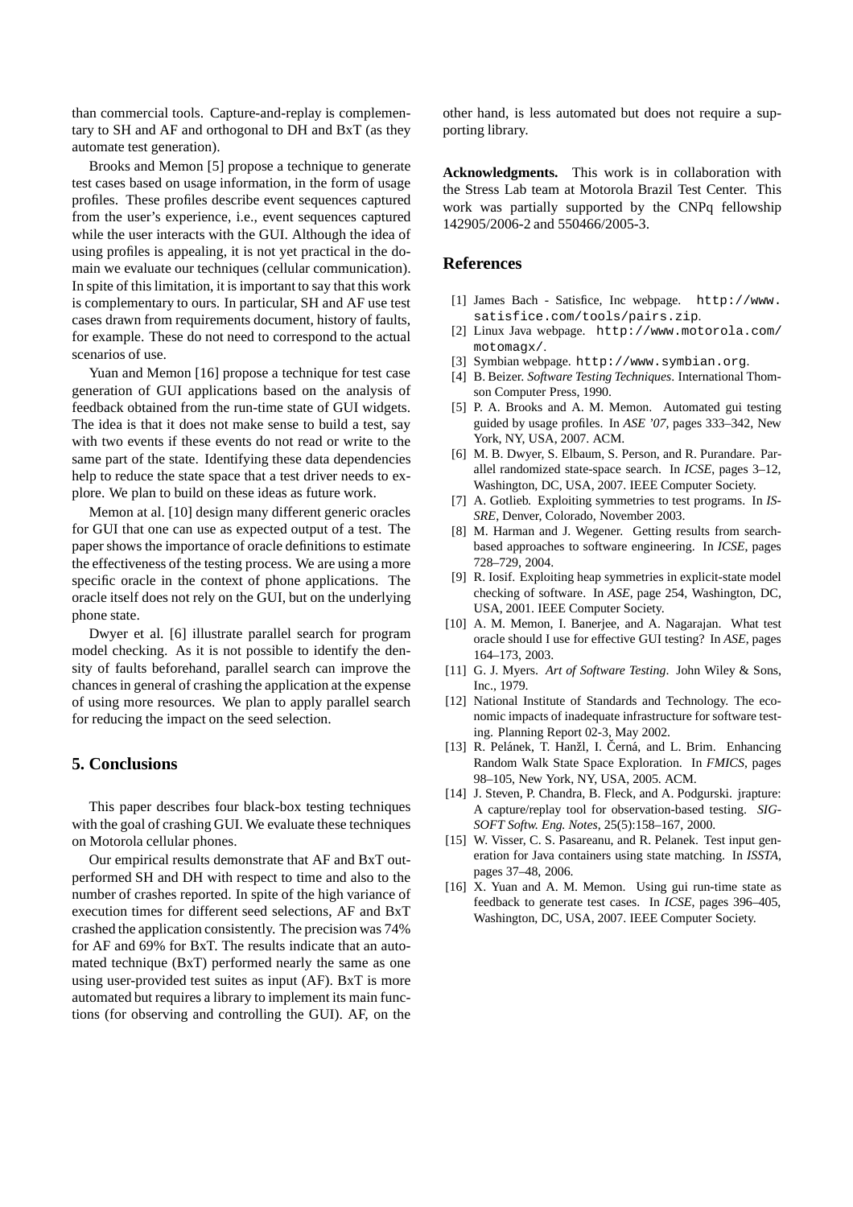than commercial tools. Capture-and-replay is complementary to SH and AF and orthogonal to DH and BxT (as they automate test generation).

Brooks and Memon [5] propose a technique to generate test cases based on usage information, in the form of usage profiles. These profiles describe event sequences captured from the user's experience, i.e., event sequences captured while the user interacts with the GUI. Although the idea of using profiles is appealing, it is not yet practical in the domain we evaluate our techniques (cellular communication). In spite of this limitation, it is important to say that this work is complementary to ours. In particular, SH and AF use test cases drawn from requirements document, history of faults, for example. These do not need to correspond to the actual scenarios of use.

Yuan and Memon [16] propose a technique for test case generation of GUI applications based on the analysis of feedback obtained from the run-time state of GUI widgets. The idea is that it does not make sense to build a test, say with two events if these events do not read or write to the same part of the state. Identifying these data dependencies help to reduce the state space that a test driver needs to explore. We plan to build on these ideas as future work.

Memon at al. [10] design many different generic oracles for GUI that one can use as expected output of a test. The paper shows the importance of oracle definitions to estimate the effectiveness of the testing process. We are using a more specific oracle in the context of phone applications. The oracle itself does not rely on the GUI, but on the underlying phone state.

Dwyer et al. [6] illustrate parallel search for program model checking. As it is not possible to identify the density of faults beforehand, parallel search can improve the chances in general of crashing the application at the expense of using more resources. We plan to apply parallel search for reducing the impact on the seed selection.

## 5. Conclusions

This paper describes four black-box testing techniques with the goal of crashing GUI. We evaluate these techniques on Motorola cellular phones.

Our empirical results demonstrate that AF and BxT outperformed SH and DH with respect to time and also to the number of crashes reported. In spite of the high variance of execution times for different seed selections, AF and BxT crashed the application consistently. The precision was 74% for AF and 69% for BxT. The results indicate that an automated technique (BxT) performed nearly the same as one using user-provided test suites as input (AF). BxT is more automated but requires a library to implement its main functions (for observing and controlling the GUI). AF, on the other hand, is less automated but does not require a supporting library.

**Acknowledgments.** This work is in collaboration with the Stress Lab team at Motorola Brazil Test Center. This work was partially supported by the CNPq fellowship 142905/2006-2 and 550466/2005-3.

## References

[1] James Bach - Satisfice, Inc webpage. http://www.satisfice.com/tools/pairs.zip.

[2] Linux Java webpage. http://www.motorola.com/motomagx/.

[3] Symbian webpage. http://www.symbian.org.

[4] B. Beizer. *Software Testing Techniques*. International Thomson Computer Press, 1990.

[5] P. A. Brooks and A. M. Memon. Automated gui testing guided by usage profiles. In *ASE '07*, pages 333–342, New York, NY, USA, 2007. ACM.

[6] M. B. Dwyer, S. Elbaum, S. Person, and R. Purandare. Parallel randomized state-space search. In *ICSE*, pages 3–12, Washington, DC, USA, 2007. IEEE Computer Society.

[7] A. Gotlieb. Exploiting symmetries to test programs. In *ISSRE*, Denver, Colorado, November 2003.

[8] M. Harman and J. Wegener. Getting results from search-based approaches to software engineering. In *ICSE*, pages 728–729, 2004.

[9] R. Iosif. Exploiting heap symmetries in explicit-state model checking of software. In *ASE*, page 254, Washington, DC, USA, 2001. IEEE Computer Society.

[10] A. M. Memon, I. Banerjee, and A. Nagarajan. What test oracle should I use for effective GUI testing? In *ASE*, pages 164–173, 2003.

[11] G. J. Myers. *Art of Software Testing*. John Wiley & Sons, Inc., 1979.

[12] National Institute of Standards and Technology. The economic impacts of inadequate infrastructure for software testing. Planning Report 02-3, May 2002.

[13] R. Pelánek, T. Hanžl, I. Černá, and L. Brim. Enhancing Random Walk State Space Exploration. In *FMICS*, pages 98–105, New York, NY, USA, 2005. ACM.

[14] J. Steven, P. Chandra, B. Fleck, and A. Podgurski. jrapture: A capture/replay tool for observation-based testing. *SIGSOFT Softw. Eng. Notes*, 25(5):158–167, 2000.

[15] W. Visser, C. S. Pasareanu, and R. Pelanek. Test input generation for Java containers using state matching. In *ISSTA*, pages 37–48, 2006.

[16] X. Yuan and A. M. Memon. Using gui run-time state as feedback to generate test cases. In *ICSE*, pages 396–405, Washington, DC, USA, 2007. IEEE Computer Society.